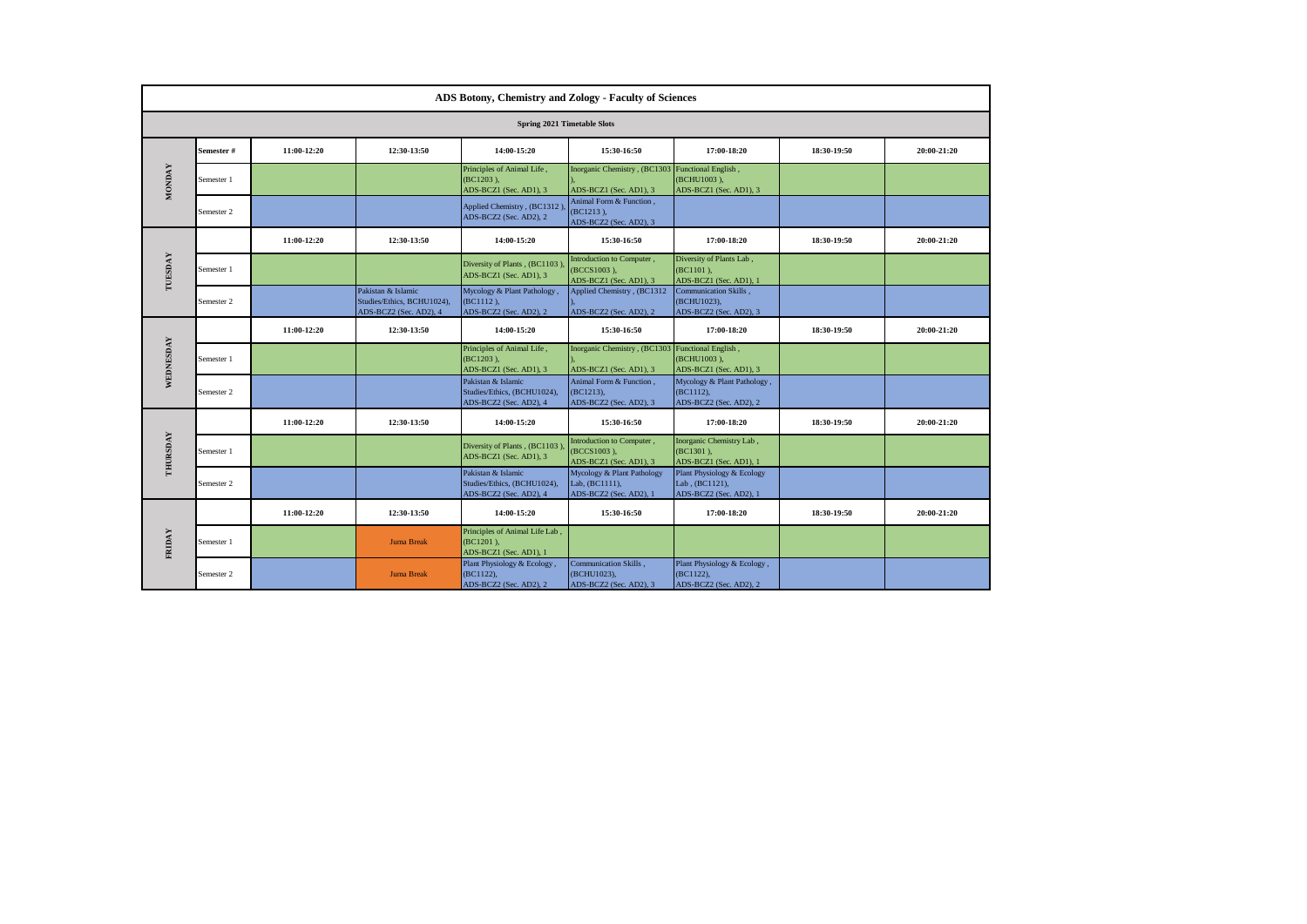# ADS Botony, Chemistry and Zology - Faculty of Sciences

## Spring 2021 Timetable Slots

| | Semester # | 11:00-12:20 | 12:30-13:50 | 14:00-15:20 | 15:30-16:50 | 17:00-18:20 | 18:30-19:50 | 20:00-21:20 |
|---|---|---|---|---|---|---|---|---|
| MONDAY | Semester 1 | | | Principles of Animal Life , (BC1203 ), ADS-BCZ1 (Sec. AD1), 3 | Inorganic Chemistry , (BC1303 ), ADS-BCZ1 (Sec. AD1), 3 | Functional English , (BCHU1003 ), ADS-BCZ1 (Sec. AD1), 3 | | |
| | Semester 2 | | | Applied Chemistry , (BC1312 ), ADS-BCZ2 (Sec. AD2), 2 | Animal Form & Function , (BC1213 ), ADS-BCZ2 (Sec. AD2), 3 | | | |
| | | 11:00-12:20 | 12:30-13:50 | 14:00-15:20 | 15:30-16:50 | 17:00-18:20 | 18:30-19:50 | 20:00-21:20 |
| TUESDAY | Semester 1 | | | Diversity of Plants , (BC1103 ), ADS-BCZ1 (Sec. AD1), 3 | Introduction to Computer , (BCCS1003 ), ADS-BCZ1 (Sec. AD1), 3 | Diversity of Plants Lab , (BC1101 ), ADS-BCZ1 (Sec. AD1), 1 | | |
| | Semester 2 | | Pakistan & Islamic Studies/Ethics, BCHU1024), ADS-BCZ2 (Sec. AD2), 4 | Mycology & Plant Pathology , (BC1112 ), ADS-BCZ2 (Sec. AD2), 2 | Applied Chemistry , (BC1312 ), ADS-BCZ2 (Sec. AD2), 2 | Communication Skills , (BCHU1023), ADS-BCZ2 (Sec. AD2), 3 | | |
| | | 11:00-12:20 | 12:30-13:50 | 14:00-15:20 | 15:30-16:50 | 17:00-18:20 | 18:30-19:50 | 20:00-21:20 |
| WEDNESDAY | Semester 1 | | | Principles of Animal Life , (BC1203 ), ADS-BCZ1 (Sec. AD1), 3 | Inorganic Chemistry , (BC1303 ), ADS-BCZ1 (Sec. AD1), 3 | Functional English , (BCHU1003 ), ADS-BCZ1 (Sec. AD1), 3 | | |
| | Semester 2 | | | Pakistan & Islamic Studies/Ethics, (BCHU1024), ADS-BCZ2 (Sec. AD2), 4 | Animal Form & Function , (BC1213), ADS-BCZ2 (Sec. AD2), 3 | Mycology & Plant Pathology , (BC1112), ADS-BCZ2 (Sec. AD2), 2 | | |
| | | 11:00-12:20 | 12:30-13:50 | 14:00-15:20 | 15:30-16:50 | 17:00-18:20 | 18:30-19:50 | 20:00-21:20 |
| THURSDAY | Semester 1 | | | Diversity of Plants , (BC1103 ), ADS-BCZ1 (Sec. AD1), 3 | Introduction to Computer , (BCCS1003 ), ADS-BCZ1 (Sec. AD1), 3 | Inorganic Chemistry Lab , (BC1301 ), ADS-BCZ1 (Sec. AD1), 1 | | |
| | Semester 2 | | | Pakistan & Islamic Studies/Ethics, (BCHU1024), ADS-BCZ2 (Sec. AD2), 4 | Mycology & Plant Pathology Lab, (BC1111), ADS-BCZ2 (Sec. AD2), 1 | Plant Physiology & Ecology Lab , (BC1121), ADS-BCZ2 (Sec. AD2), 1 | | |
| | | 11:00-12:20 | 12:30-13:50 | 14:00-15:20 | 15:30-16:50 | 17:00-18:20 | 18:30-19:50 | 20:00-21:20 |
| FRIDAY | Semester 1 | | Juma Break | Principles of Animal Life Lab , (BC1201 ), ADS-BCZ1 (Sec. AD1), 1 | | | | |
| | Semester 2 | | Juma Break | Plant Physiology & Ecology , (BC1122), ADS-BCZ2 (Sec. AD2), 2 | Communication Skills , (BCHU1023), ADS-BCZ2 (Sec. AD2), 3 | Plant Physiology & Ecology , (BC1122), ADS-BCZ2 (Sec. AD2), 2 | | |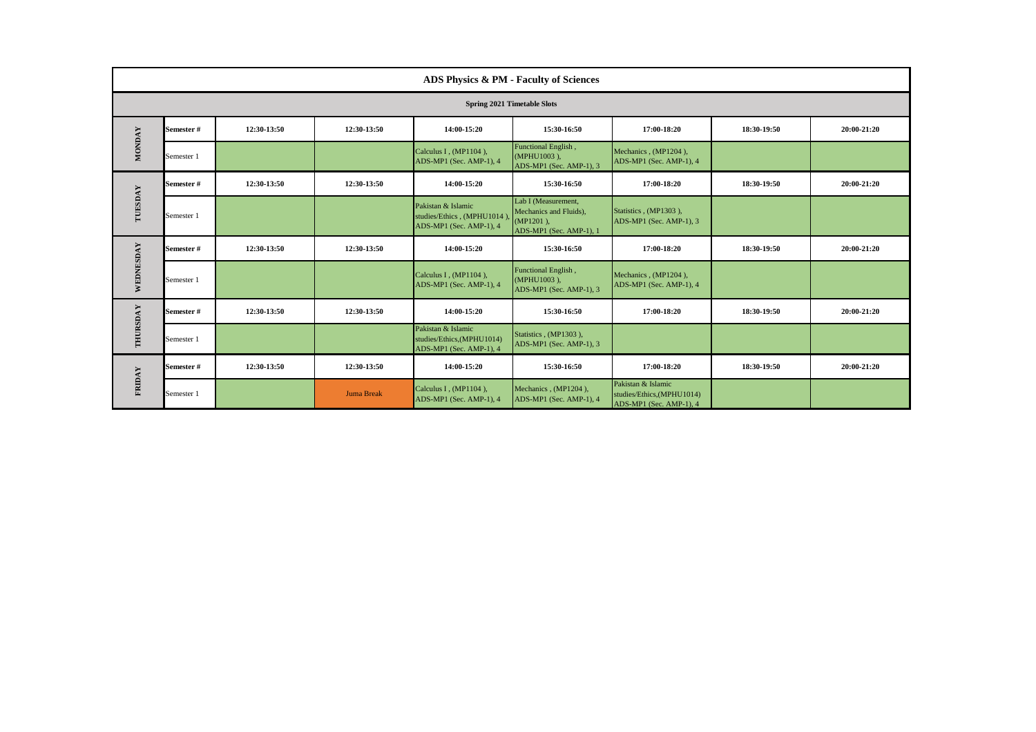## ADS Physics & PM - Faculty of Sciences

### Spring 2021 Timetable Slots

| Day | Semester # | 12:30-13:50 | 12:30-13:50 | 14:00-15:20 | 15:30-16:50 | 17:00-18:20 | 18:30-19:50 | 20:00-21:20 |
|---|---|---|---|---|---|---|---|---|
| MONDAY | Semester 1 | | | Calculus I , (MP1104 ), ADS-MP1 (Sec. AMP-1), 4 | Functional English , (MPHU1003 ), ADS-MP1 (Sec. AMP-1), 3 | Mechanics , (MP1204 ), ADS-MP1 (Sec. AMP-1), 4 | | |
| TUESDAY | Semester 1 | | | Pakistan & Islamic studies/Ethics , (MPHU1014 ), ADS-MP1 (Sec. AMP-1), 4 | Lab I (Measurement, Mechanics and Fluids), (MP1201 ), ADS-MP1 (Sec. AMP-1), 1 | Statistics , (MP1303 ), ADS-MP1 (Sec. AMP-1), 3 | | |
| WEDNESDAY | Semester 1 | | | Calculus I , (MP1104 ), ADS-MP1 (Sec. AMP-1), 4 | Functional English , (MPHU1003 ), ADS-MP1 (Sec. AMP-1), 3 | Mechanics , (MP1204 ), ADS-MP1 (Sec. AMP-1), 4 | | |
| THURSDAY | Semester 1 | | | Pakistan & Islamic studies/Ethics,(MPHU1014) ADS-MP1 (Sec. AMP-1), 4 | Statistics , (MP1303 ), ADS-MP1 (Sec. AMP-1), 3 | | | |
| FRIDAY | Semester 1 | | Juma Break | Calculus I , (MP1104 ), ADS-MP1 (Sec. AMP-1), 4 | Mechanics , (MP1204 ), ADS-MP1 (Sec. AMP-1), 4 | Pakistan & Islamic studies/Ethics,(MPHU1014) ADS-MP1 (Sec. AMP-1), 4 | | |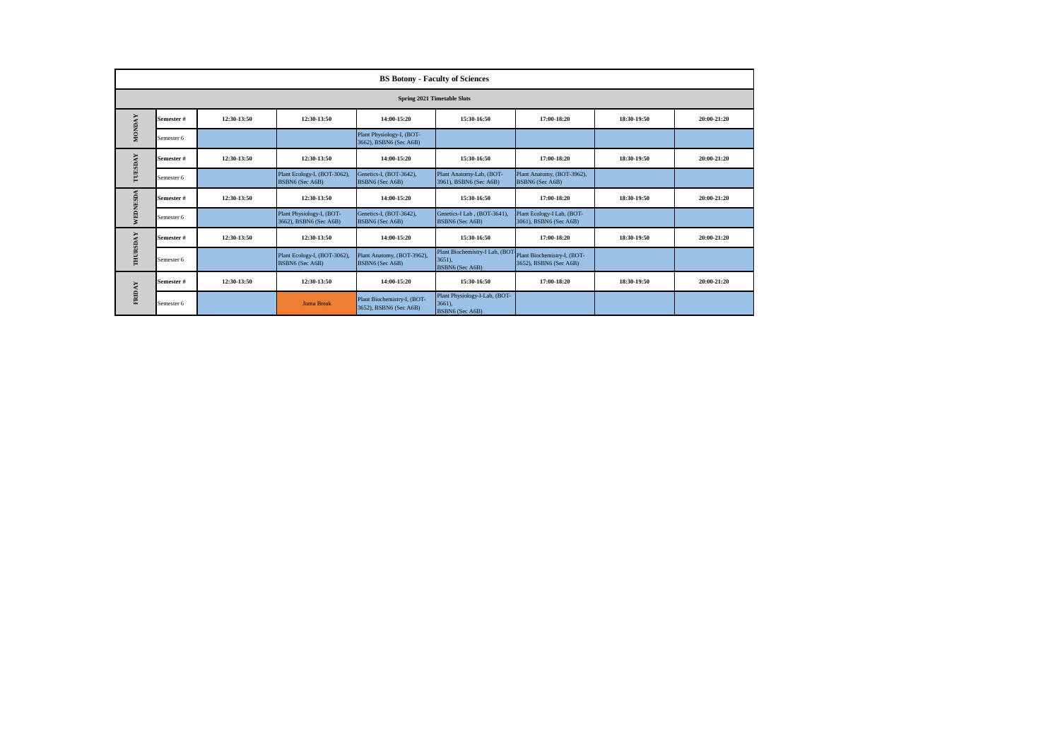# BS Botany - Faculty of Sciences

## Spring 2021 Timetable Slots

| | Semester # | 12:30-13:50 | 12:30-13:50 | 14:00-15:20 | 15:30-16:50 | 17:00-18:20 | 18:30-19:50 | 20:00-21:20 |
|---|---|---|---|---|---|---|---|---|
| MONDAY | Semester 6 | | | Plant Physiology-I, (BOT-3662), BSBN6 (Sec A6B) | | | | |
| TUESDAY | Semester # | 12:30-13:50 | 12:30-13:50 | 14:00-15:20 | 15:30-16:50 | 17:00-18:20 | 18:30-19:50 | 20:00-21:20 |
| | Semester 6 | | Plant Ecology-I, (BOT-3062), BSBN6 (Sec A6B) | Genetics-I, (BOT-3642), BSBN6 (Sec A6B) | Plant Anatomy-Lab, (BOT-3961), BSBN6 (Sec A6B) | Plant Anatomy, (BOT-3962), BSBN6 (Sec A6B) | | |
| WEDNESDA | Semester # | 12:30-13:50 | 12:30-13:50 | 14:00-15:20 | 15:30-16:50 | 17:00-18:20 | 18:30-19:50 | 20:00-21:20 |
| | Semester 6 | | Plant Physiology-I, (BOT-3662), BSBN6 (Sec A6B) | Genetics-I, (BOT-3642), BSBN6 (Sec A6B) | Genetics-I Lab , (BOT-3641), BSBN6 (Sec A6B) | Plant Ecology-I Lab, (BOT-3061), BSBN6 (Sec A6B) | | |
| THURSDAY | Semester # | 12:30-13:50 | 12:30-13:50 | 14:00-15:20 | 15:30-16:50 | 17:00-18:20 | 18:30-19:50 | 20:00-21:20 |
| | Semester 6 | | Plant Ecology-I, (BOT-3062), BSBN6 (Sec A6B) | Plant Anatomy, (BOT-3962), BSBN6 (Sec A6B) | Plant Biochemistry-I Lab, (BOT-3651), BSBN6 (Sec A6B) | Plant Biochemistry-I, (BOT-3652), BSBN6 (Sec A6B) | | |
| FRIDAY | Semester # | 12:30-13:50 | 12:30-13:50 | 14:00-15:20 | 15:30-16:50 | 17:00-18:20 | 18:30-19:50 | 20:00-21:20 |
| | Semester 6 | | Juma Break | Plant Biochemistry-I, (BOT-3652), BSBN6 (Sec A6B) | Plant Physiology-I-Lab, (BOT-3661), BSBN6 (Sec A6B) | | | |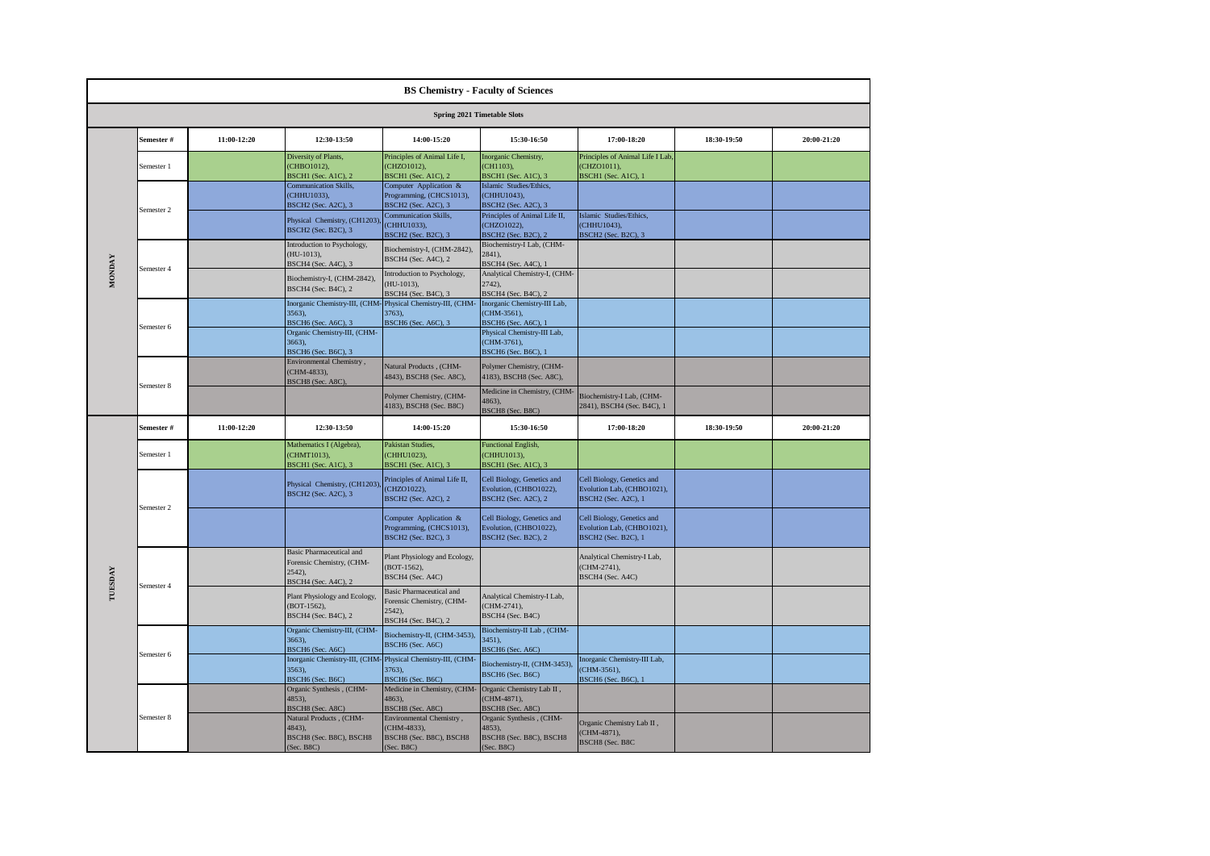# BS Chemistry - Faculty of Sciences

## Spring 2021 Timetable Slots

| | Semester # | 11:00-12:20 | 12:30-13:50 | 14:00-15:20 | 15:30-16:50 | 17:00-18:20 | 18:30-19:50 | 20:00-21:20 |
|---|---|---|---|---|---|---|---|---|
| MONDAY | Semester 1 | | Diversity of Plants, (CHBO1012), BSCH1 (Sec. A1C), 2 | Principles of Animal Life I, (CHZO1012), BSCH1 (Sec. A1C), 2 | Inorganic Chemistry, (CH1103), BSCH1 (Sec. A1C), 3 | Principles of Animal Life I Lab, (CHZO1011), BSCH1 (Sec. A1C), 1 | | |
| | Semester 2 | | Communication Skills, (CHHU1033), BSCH2 (Sec. A2C), 3 | Computer Application & Programming, (CHCS1013), BSCH2 (Sec. A2C), 3 | Islamic Studies/Ethics, (CHHU1043), BSCH2 (Sec. A2C), 3 | | | |
| | | | Physical Chemistry, (CH1203), BSCH2 (Sec. B2C), 3 | Communication Skills, (CHHU1033), BSCH2 (Sec. B2C), 3 | Principles of Animal Life II, (CHZO1022), BSCH2 (Sec. B2C), 2 | Islamic Studies/Ethics, (CHHU1043), BSCH2 (Sec. B2C), 3 | | |
| | Semester 4 | | Introduction to Psychology, (HU-1013), BSCH4 (Sec. A4C), 3 | Biochemistry-I, (CHM-2842), BSCH4 (Sec. A4C), 2 | Biochemistry-I Lab, (CHM-2841), BSCH4 (Sec. A4C), 1 | | | |
| | | | Biochemistry-I, (CHM-2842), BSCH4 (Sec. B4C), 2 | Introduction to Psychology, (HU-1013), BSCH4 (Sec. B4C), 3 | Analytical Chemistry-I, (CHM-2742), BSCH4 (Sec. B4C), 2 | | | |
| | Semester 6 | | Inorganic Chemistry-III, (CHM-3563), BSCH6 (Sec. A6C), 3 | Physical Chemistry-III, (CHM-3763), BSCH6 (Sec. A6C), 3 | Inorganic Chemistry-III Lab, (CHM-3561), BSCH6 (Sec. A6C), 1 | | | |
| | | | Organic Chemistry-III, (CHM-3663), BSCH6 (Sec. B6C), 3 | | Physical Chemistry-III Lab, (CHM-3761), BSCH6 (Sec. B6C), 1 | | | |
| | Semester 8 | | Environmental Chemistry , (CHM-4833), BSCH8 (Sec. A8C), | Natural Products , (CHM-4843), BSCH8 (Sec. A8C), | Polymer Chemistry, (CHM-4183), BSCH8 (Sec. A8C), | | | |
| | | | | Polymer Chemistry, (CHM-4183), BSCH8 (Sec. B8C) | Medicine in Chemistry, (CHM-4863), BSCH8 (Sec. B8C) | Biochemistry-I Lab, (CHM-2841), BSCH4 (Sec. B4C), 1 | | |
| | **Semester #** | **11:00-12:20** | **12:30-13:50** | **14:00-15:20** | **15:30-16:50** | **17:00-18:20** | **18:30-19:50** | **20:00-21:20** |
| TUESDAY | Semester 1 | | Mathematics I (Algebra), (CHMT1013), BSCH1 (Sec. A1C), 3 | Pakistan Studies, (CHHU1023), BSCH1 (Sec. A1C), 3 | Functional English, (CHHU1013), BSCH1 (Sec. A1C), 3 | | | |
| | Semester 2 | | Physical Chemistry, (CH1203), BSCH2 (Sec. A2C), 3 | Principles of Animal Life II, (CHZO1022), BSCH2 (Sec. A2C), 2 | Cell Biology, Genetics and Evolution, (CHBO1022), BSCH2 (Sec. A2C), 2 | Cell Biology, Genetics and Evolution Lab, (CHBO1021), BSCH2 (Sec. A2C), 1 | | |
| | | | | Computer Application & Programming, (CHCS1013), BSCH2 (Sec. B2C), 3 | Cell Biology, Genetics and Evolution, (CHBO1022), BSCH2 (Sec. B2C), 2 | Cell Biology, Genetics and Evolution Lab, (CHBO1021), BSCH2 (Sec. B2C), 1 | | |
| | Semester 4 | | Basic Pharmaceutical and Forensic Chemistry, (CHM-2542), BSCH4 (Sec. A4C), 2 | Plant Physiology and Ecology, (BOT-1562), BSCH4 (Sec. A4C) | | Analytical Chemistry-I Lab, (CHM-2741), BSCH4 (Sec. A4C) | | |
| | | | Plant Physiology and Ecology, (BOT-1562), BSCH4 (Sec. B4C), 2 | Basic Pharmaceutical and Forensic Chemistry, (CHM-2542), BSCH4 (Sec. B4C), 2 | Analytical Chemistry-I Lab, (CHM-2741), BSCH4 (Sec. B4C) | | | |
| | Semester 6 | | Organic Chemistry-III, (CHM-3663), BSCH6 (Sec. A6C) | Biochemistry-II, (CHM-3453), BSCH6 (Sec. A6C) | Biochemistry-II Lab , (CHM-3451), BSCH6 (Sec. A6C) | | | |
| | | | Inorganic Chemistry-III, (CHM-3563), BSCH6 (Sec. B6C) | Physical Chemistry-III, (CHM-3763), BSCH6 (Sec. B6C) | Biochemistry-II, (CHM-3453), BSCH6 (Sec. B6C) | Inorganic Chemistry-III Lab, (CHM-3561), BSCH6 (Sec. B6C), 1 | | |
| | Semester 8 | | Organic Synthesis , (CHM-4853), BSCH8 (Sec. A8C) | Medicine in Chemistry, (CHM-4863), BSCH8 (Sec. A8C) | Organic Chemistry Lab II , (CHM-4871), BSCH8 (Sec. A8C) | | | |
| | | | Natural Products , (CHM-4843), BSCH8 (Sec. B8C), BSCH8 (Sec. B8C) | Environmental Chemistry , (CHM-4833), BSCH8 (Sec. B8C), BSCH8 (Sec. B8C) | Organic Synthesis , (CHM-4853), BSCH8 (Sec. B8C), BSCH8 (Sec. B8C) | Organic Chemistry Lab II , (CHM-4871), BSCH8 (Sec. B8C | | |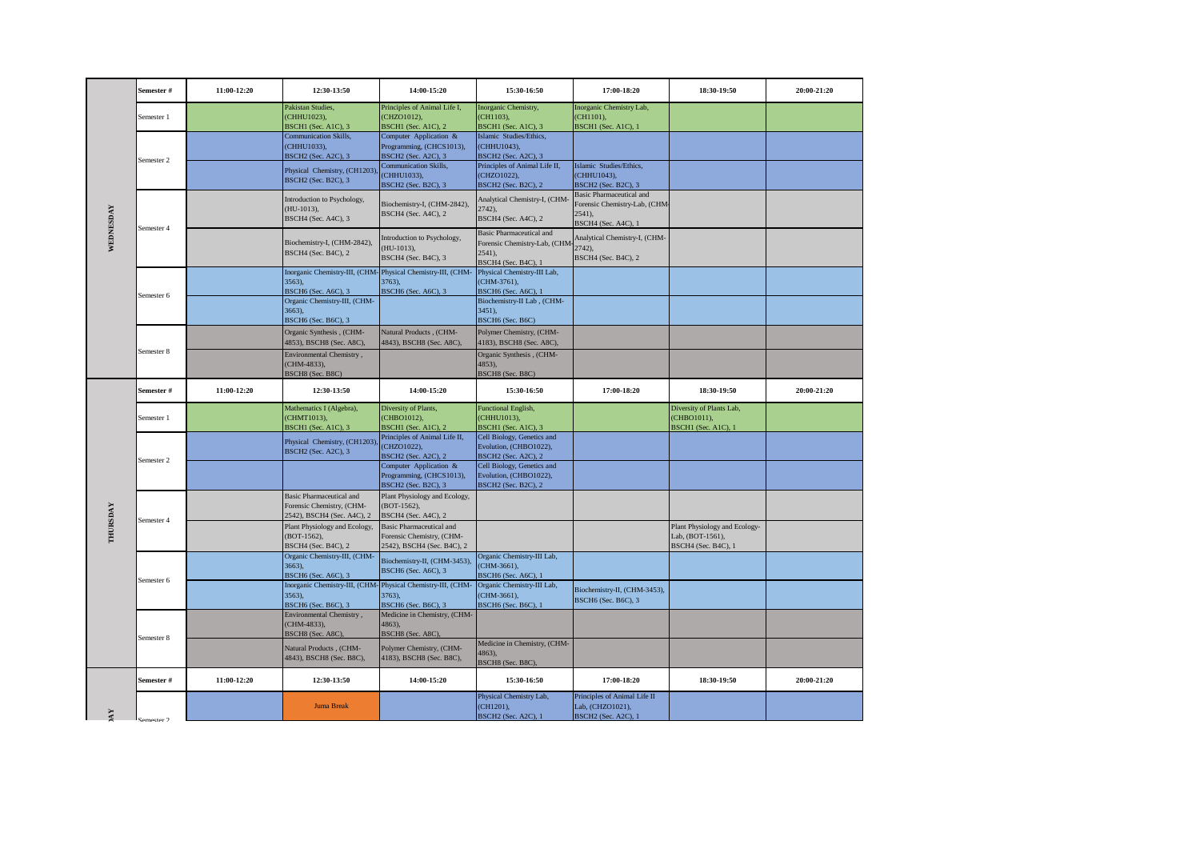| Day | Semester # | 11:00-12:20 | 12:30-13:50 | 14:00-15:20 | 15:30-16:50 | 17:00-18:20 | 18:30-19:50 | 20:00-21:20 |
|---|---|---|---|---|---|---|---|---|
| WEDNESDAY | Semester 1 | | Pakistan Studies, (CHHU1023), BSCH1 (Sec. A1C), 3 | Principles of Animal Life I, (CHZO1012), BSCH1 (Sec. A1C), 2 | Inorganic Chemistry, (CH1103), BSCH1 (Sec. A1C), 3 | Inorganic Chemistry Lab, (CH1101), BSCH1 (Sec. A1C), 1 | | |
| | Semester 2 | | Communication Skills, (CHHU1033), BSCH2 (Sec. A2C), 3 | Computer Application & Programming, (CHCS1013), BSCH2 (Sec. A2C), 3 | Islamic Studies/Ethics, (CHHU1043), BSCH2 (Sec. A2C), 3 | | | |
| | | | Physical Chemistry, (CH1203), BSCH2 (Sec. B2C), 3 | Communication Skills, (CHHU1033), BSCH2 (Sec. B2C), 3 | Principles of Animal Life II, (CHZO1022), BSCH2 (Sec. B2C), 2 | Islamic Studies/Ethics, (CHHU1043), BSCH2 (Sec. B2C), 3 | | |
| | Semester 4 | | Introduction to Psychology, (HU-1013), BSCH4 (Sec. A4C), 3 | Biochemistry-I, (CHM-2842), BSCH4 (Sec. A4C), 2 | Analytical Chemistry-I, (CHM-2742), BSCH4 (Sec. A4C), 2 | Basic Pharmaceutical and Forensic Chemistry-Lab, (CHM-2541), BSCH4 (Sec. A4C), 1 | | |
| | | | Biochemistry-I, (CHM-2842), BSCH4 (Sec. B4C), 2 | Introduction to Psychology, (HU-1013), BSCH4 (Sec. B4C), 3 | Basic Pharmaceutical and Forensic Chemistry-Lab, (CHM-2541), BSCH4 (Sec. B4C), 1 | Analytical Chemistry-I, (CHM-2742), BSCH4 (Sec. B4C), 2 | | |
| | Semester 6 | | Inorganic Chemistry-III, (CHM-3563), BSCH6 (Sec. A6C), 3 | Physical Chemistry-III, (CHM-3763), BSCH6 (Sec. A6C), 3 | Physical Chemistry-III Lab, (CHM-3761), BSCH6 (Sec. A6C), 1 | | | |
| | | | Organic Chemistry-III, (CHM-3663), BSCH6 (Sec. B6C), 3 | | Biochemistry-II Lab , (CHM-3451), BSCH6 (Sec. B6C) | | | |
| | Semester 8 | | Organic Synthesis , (CHM-4853), BSCH8 (Sec. A8C), | Natural Products , (CHM-4843), BSCH8 (Sec. A8C), | Polymer Chemistry, (CHM-4183), BSCH8 (Sec. A8C), | | | |
| | | | Environmental Chemistry , (CHM-4833), BSCH8 (Sec. B8C) | | Organic Synthesis , (CHM-4853), BSCH8 (Sec. B8C) | | | |
| THURSDAY | Semester 1 | | Mathematics I (Algebra), (CHMT1013), BSCH1 (Sec. A1C), 3 | Diversity of Plants, (CHBO1012), BSCH1 (Sec. A1C), 2 | Functional English, (CHHU1013), BSCH1 (Sec. A1C), 3 | | Diversity of Plants Lab, (CHBO1011), BSCH1 (Sec. A1C), 1 | |
| | Semester 2 | | Physical Chemistry, (CH1203), BSCH2 (Sec. A2C), 3 | Principles of Animal Life II, (CHZO1022), BSCH2 (Sec. A2C), 2 | Cell Biology, Genetics and Evolution, (CHBO1022), BSCH2 (Sec. A2C), 2 | | | |
| | | | | Computer Application & Programming, (CHCS1013), BSCH2 (Sec. B2C), 3 | Cell Biology, Genetics and Evolution, (CHBO1022), BSCH2 (Sec. B2C), 2 | | | |
| | Semester 4 | | Basic Pharmaceutical and Forensic Chemistry, (CHM-2542), BSCH4 (Sec. A4C), 2 | Plant Physiology and Ecology, (BOT-1562), BSCH4 (Sec. A4C), 2 | | | | |
| | | | Plant Physiology and Ecology, (BOT-1562), BSCH4 (Sec. B4C), 2 | Basic Pharmaceutical and Forensic Chemistry, (CHM-2542), BSCH4 (Sec. B4C), 2 | | | Plant Physiology and Ecology-Lab, (BOT-1561), BSCH4 (Sec. B4C), 1 | |
| | Semester 6 | | Organic Chemistry-III, (CHM-3663), BSCH6 (Sec. A6C), 3 | Biochemistry-II, (CHM-3453), BSCH6 (Sec. A6C), 3 | Organic Chemistry-III Lab, (CHM-3661), BSCH6 (Sec. A6C), 1 | | | |
| | | | Inorganic Chemistry-III, (CHM-3563), BSCH6 (Sec. B6C), 3 | Physical Chemistry-III, (CHM-3763), BSCH6 (Sec. B6C), 3 | Organic Chemistry-III Lab, (CHM-3661), BSCH6 (Sec. B6C), 1 | Biochemistry-II, (CHM-3453), BSCH6 (Sec. B6C), 3 | | |
| | Semester 8 | | Environmental Chemistry , (CHM-4833), BSCH8 (Sec. A8C), | Medicine in Chemistry, (CHM-4863), BSCH8 (Sec. A8C), | | | | |
| | | | Natural Products , (CHM-4843), BSCH8 (Sec. B8C), | Polymer Chemistry, (CHM-4183), BSCH8 (Sec. B8C), | Medicine in Chemistry, (CHM-4863), BSCH8 (Sec. B8C), | | | |
| FRIDAY | Semester 2 | | Juma Break | | Physical Chemistry Lab, (CH1201), BSCH2 (Sec. A2C), 1 | Principles of Animal Life II Lab, (CHZO1021), BSCH2 (Sec. A2C), 1 | | |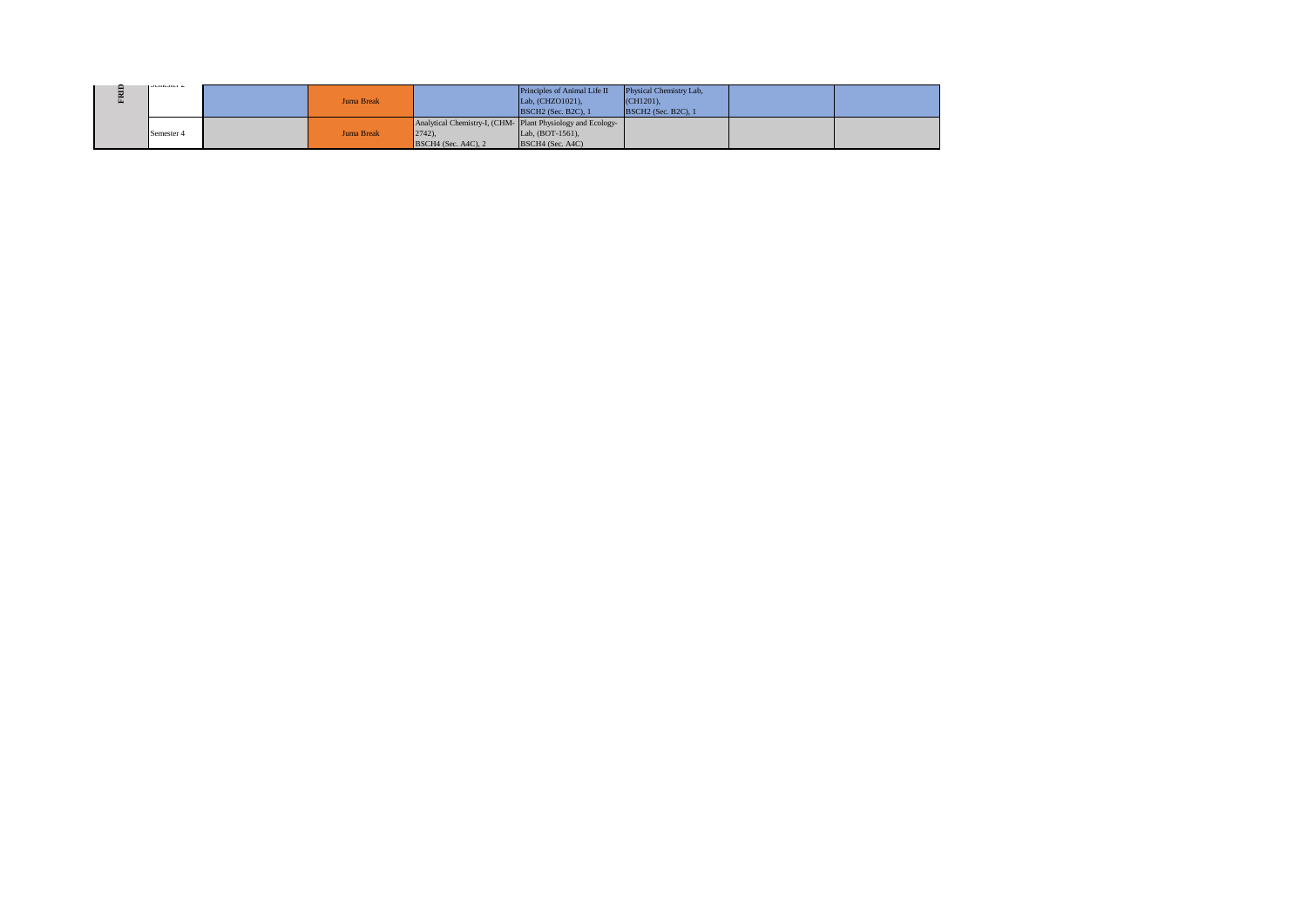| FRID | Semester 2 | | Juma Break | | Principles of Animal Life II Lab, (CHZO1021), BSCH2 (Sec. B2C), 1 | Physical Chemistry Lab, (CH1201), BSCH2 (Sec. B2C), 1 | | |
|---|---|---|---|---|---|---|---|---|
| | Semester 4 | | Juma Break | Analytical Chemistry-I, (CHM-2742), BSCH4 (Sec. A4C), 2 | Plant Physiology and Ecology-Lab, (BOT-1561), BSCH4 (Sec. A4C) | | | |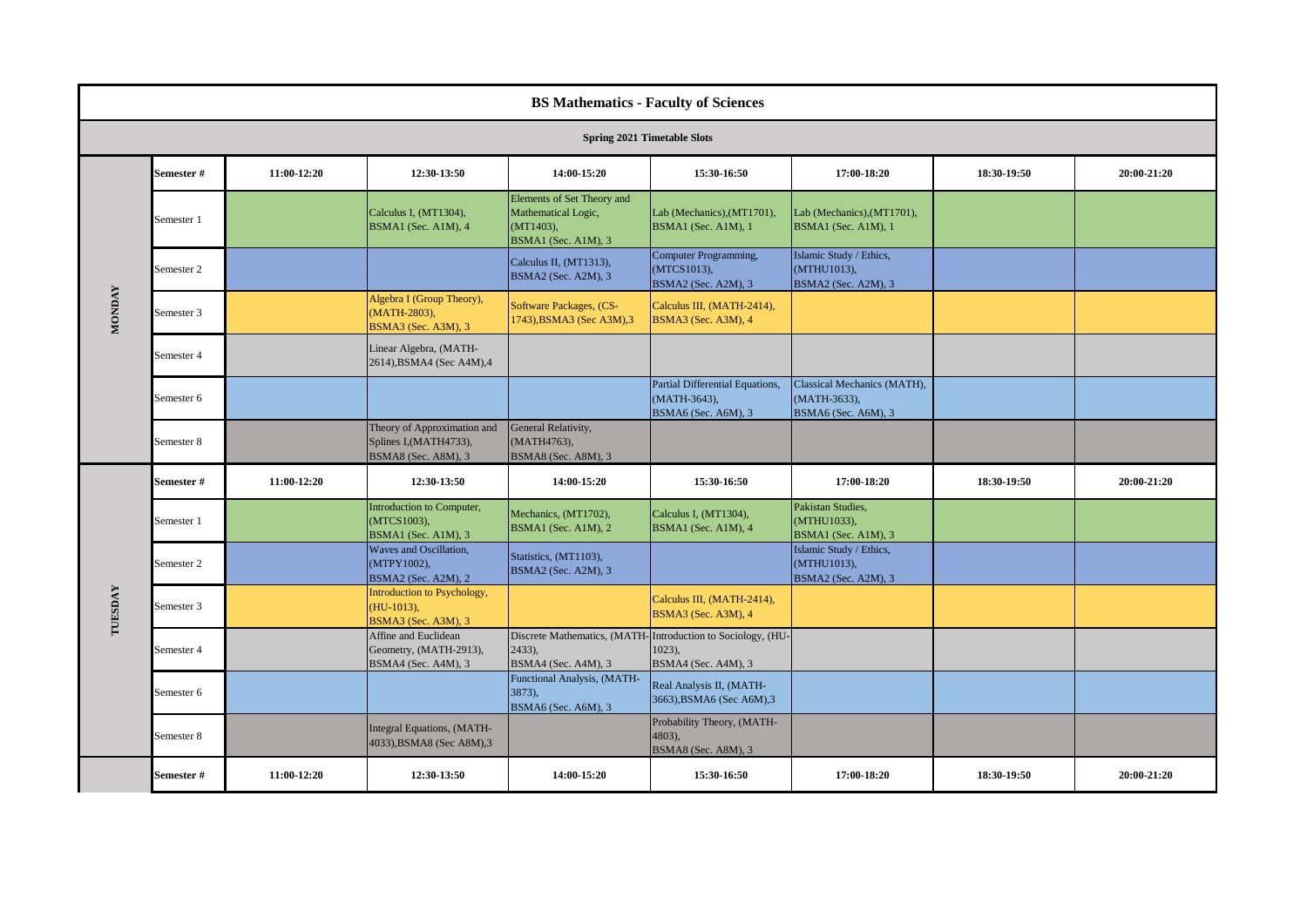# BS Mathematics - Faculty of Sciences

## Spring 2021 Timetable Slots

| | Semester # | 11:00-12:20 | 12:30-13:50 | 14:00-15:20 | 15:30-16:50 | 17:00-18:20 | 18:30-19:50 | 20:00-21:20 |
|---|---|---|---|---|---|---|---|---|
| MONDAY | Semester 1 | | Calculus I, (MT1304), BSMA1 (Sec. A1M), 4 | Elements of Set Theory and Mathematical Logic, (MT1403), BSMA1 (Sec. A1M), 3 | Lab (Mechanics),(MT1701), BSMA1 (Sec. A1M), 1 | Lab (Mechanics),(MT1701), BSMA1 (Sec. A1M), 1 | | |
| | Semester 2 | | | Calculus II, (MT1313), BSMA2 (Sec. A2M), 3 | Computer Programming, (MTCS1013), BSMA2 (Sec. A2M), 3 | Islamic Study / Ethics, (MTHU1013), BSMA2 (Sec. A2M), 3 | | |
| | Semester 3 | | Algebra I (Group Theory), (MATH-2803), BSMA3 (Sec. A3M), 3 | Software Packages, (CS-1743),BSMA3 (Sec A3M),3 | Calculus III, (MATH-2414), BSMA3 (Sec. A3M), 4 | | | |
| | Semester 4 | | Linear Algebra, (MATH-2614),BSMA4 (Sec A4M),4 | | | | | |
| | Semester 6 | | | | Partial Differential Equations, (MATH-3643), BSMA6 (Sec. A6M), 3 | Classical Mechanics (MATH), (MATH-3633), BSMA6 (Sec. A6M), 3 | | |
| | Semester 8 | | Theory of Approximation and Splines I,(MATH4733), BSMA8 (Sec. A8M), 3 | General Relativity, (MATH4763), BSMA8 (Sec. A8M), 3 | | | | |
| | Semester # | 11:00-12:20 | 12:30-13:50 | 14:00-15:20 | 15:30-16:50 | 17:00-18:20 | 18:30-19:50 | 20:00-21:20 |
| TUESDAY | Semester 1 | | Introduction to Computer, (MTCS1003), BSMA1 (Sec. A1M), 3 | Mechanics, (MT1702), BSMA1 (Sec. A1M), 2 | Calculus I, (MT1304), BSMA1 (Sec. A1M), 4 | Pakistan Studies, (MTHU1033), BSMA1 (Sec. A1M), 3 | | |
| | Semester 2 | | Waves and Oscillation, (MTPY1002), BSMA2 (Sec. A2M), 2 | Statistics, (MT1103), BSMA2 (Sec. A2M), 3 | | Islamic Study / Ethics, (MTHU1013), BSMA2 (Sec. A2M), 3 | | |
| | Semester 3 | | Introduction to Psychology, (HU-1013), BSMA3 (Sec. A3M), 3 | | Calculus III, (MATH-2414), BSMA3 (Sec. A3M), 4 | | | |
| | Semester 4 | | Affine and Euclidean Geometry, (MATH-2913), BSMA4 (Sec. A4M), 3 | Discrete Mathematics, (MATH-2433), BSMA4 (Sec. A4M), 3 | Introduction to Sociology, (HU-1023), BSMA4 (Sec. A4M), 3 | | | |
| | Semester 6 | | | Functional Analysis, (MATH-3873), BSMA6 (Sec. A6M), 3 | Real Analysis II, (MATH-3663),BSMA6 (Sec A6M),3 | | | |
| | Semester 8 | | Integral Equations, (MATH-4033),BSMA8 (Sec A8M),3 | | Probability Theory, (MATH-4803), BSMA8 (Sec. A8M), 3 | | | |
| | Semester # | 11:00-12:20 | 12:30-13:50 | 14:00-15:20 | 15:30-16:50 | 17:00-18:20 | 18:30-19:50 | 20:00-21:20 |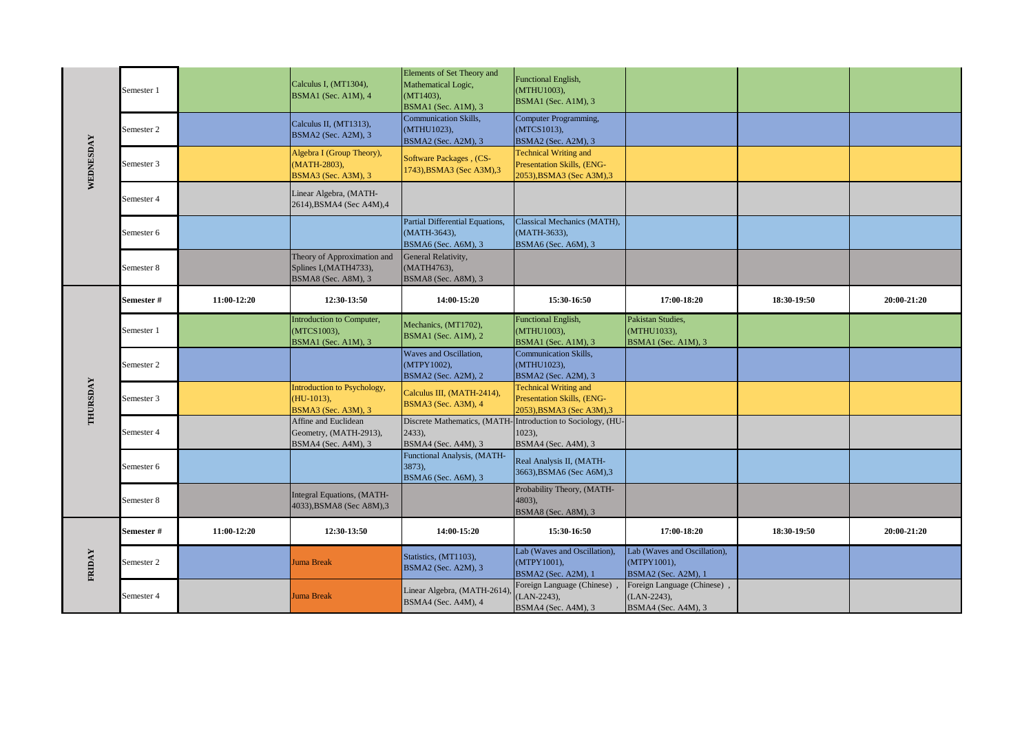| | Semester # | 11:00-12:20 | 12:30-13:50 | 14:00-15:20 | 15:30-16:50 | 17:00-18:20 | 18:30-19:50 | 20:00-21:20 |
|---|---|---|---|---|---|---|---|---|
| WEDNESDAY | Semester 1 | | Calculus I, (MT1304), BSMA1 (Sec. A1M), 4 | Elements of Set Theory and Mathematical Logic, (MT1403), BSMA1 (Sec. A1M), 3 | Functional English, (MTHU1003), BSMA1 (Sec. A1M), 3 | | | |
| | Semester 2 | | Calculus II, (MT1313), BSMA2 (Sec. A2M), 3 | Communication Skills, (MTHU1023), BSMA2 (Sec. A2M), 3 | Computer Programming, (MTCS1013), BSMA2 (Sec. A2M), 3 | | | |
| | Semester 3 | | Algebra I (Group Theory), (MATH-2803), BSMA3 (Sec. A3M), 3 | Software Packages , (CS-1743),BSMA3 (Sec A3M),3 | Technical Writing and Presentation Skills, (ENG-2053),BSMA3 (Sec A3M),3 | | | |
| | Semester 4 | | Linear Algebra, (MATH-2614),BSMA4 (Sec A4M),4 | | | | | |
| | Semester 6 | | | Partial Differential Equations, (MATH-3643), BSMA6 (Sec. A6M), 3 | Classical Mechanics (MATH), (MATH-3633), BSMA6 (Sec. A6M), 3 | | | |
| | Semester 8 | | Theory of Approximation and Splines I,(MATH4733), BSMA8 (Sec. A8M), 3 | General Relativity, (MATH4763), BSMA8 (Sec. A8M), 3 | | | | |
| THURSDAY | Semester # | 11:00-12:20 | 12:30-13:50 | 14:00-15:20 | 15:30-16:50 | 17:00-18:20 | 18:30-19:50 | 20:00-21:20 |
| | Semester 1 | | Introduction to Computer, (MTCS1003), BSMA1 (Sec. A1M), 3 | Mechanics, (MT1702), BSMA1 (Sec. A1M), 2 | Functional English, (MTHU1003), BSMA1 (Sec. A1M), 3 | Pakistan Studies, (MTHU1033), BSMA1 (Sec. A1M), 3 | | |
| | Semester 2 | | | Waves and Oscillation, (MTPY1002), BSMA2 (Sec. A2M), 2 | Communication Skills, (MTHU1023), BSMA2 (Sec. A2M), 3 | | | |
| | Semester 3 | | Introduction to Psychology, (HU-1013), BSMA3 (Sec. A3M), 3 | Calculus III, (MATH-2414), BSMA3 (Sec. A3M), 4 | Technical Writing and Presentation Skills, (ENG-2053),BSMA3 (Sec A3M),3 | | | |
| | Semester 4 | | Affine and Euclidean Geometry, (MATH-2913), BSMA4 (Sec. A4M), 3 | Discrete Mathematics, (MATH-2433), BSMA4 (Sec. A4M), 3 | Introduction to Sociology, (HU-1023), BSMA4 (Sec. A4M), 3 | | | |
| | Semester 6 | | | Functional Analysis, (MATH-3873), BSMA6 (Sec. A6M), 3 | Real Analysis II, (MATH-3663),BSMA6 (Sec A6M),3 | | | |
| | Semester 8 | | Integral Equations, (MATH-4033),BSMA8 (Sec A8M),3 | | Probability Theory, (MATH-4803), BSMA8 (Sec. A8M), 3 | | | |
| FRIDAY | Semester # | 11:00-12:20 | 12:30-13:50 | 14:00-15:20 | 15:30-16:50 | 17:00-18:20 | 18:30-19:50 | 20:00-21:20 |
| | Semester 2 | | Juma Break | Statistics, (MT1103), BSMA2 (Sec. A2M), 3 | Lab (Waves and Oscillation), (MTPY1001), BSMA2 (Sec. A2M), 1 | Lab (Waves and Oscillation), (MTPY1001), BSMA2 (Sec. A2M), 1 | | |
| | Semester 4 | | Juma Break | Linear Algebra, (MATH-2614), BSMA4 (Sec. A4M), 4 | Foreign Language (Chinese) , (LAN-2243), BSMA4 (Sec. A4M), 3 | Foreign Language (Chinese) , (LAN-2243), BSMA4 (Sec. A4M), 3 | | |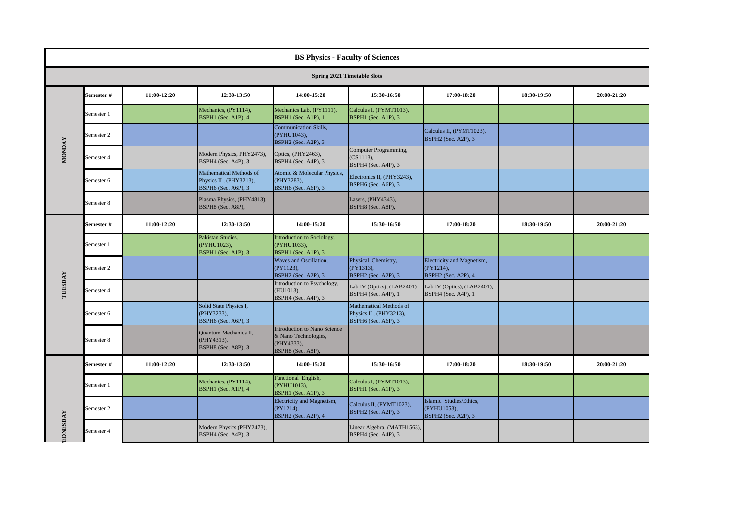## BS Physics - Faculty of Sciences

### Spring 2021 Timetable Slots

| | Semester # | 11:00-12:20 | 12:30-13:50 | 14:00-15:20 | 15:30-16:50 | 17:00-18:20 | 18:30-19:50 | 20:00-21:20 |
|---|---|---|---|---|---|---|---|---|
| MONDAY | Semester 1 | | Mechanics, (PY1114), BSPH1 (Sec. A1P), 4 | Mechanics Lab, (PY1111), BSPH1 (Sec. A1P), 1 | Calculus I, (PYMT1013), BSPH1 (Sec. A1P), 3 | | | |
| | Semester 2 | | | Communication Skills, (PYHU1043), BSPH2 (Sec. A2P), 3 | | Calculus II, (PYMT1023), BSPH2 (Sec. A2P), 3 | | |
| | Semester 4 | | Modern Physics, PHY2473), BSPH4 (Sec. A4P), 3 | Optics, (PHY2463), BSPH4 (Sec. A4P), 3 | Computer Programming, (CS1113), BSPH4 (Sec. A4P), 3 | | | |
| | Semester 6 | | Mathematical Methods of Physics II , (PHY3213), BSPH6 (Sec. A6P), 3 | Atomic & Molecular Physics, (PHY3283), BSPH6 (Sec. A6P), 3 | Electronics II, (PHY3243), BSPH6 (Sec. A6P), 3 | | | |
| | Semester 8 | | Plasma Physics, (PHY4813), BSPH8 (Sec. A8P), | | Lasers, (PHY4343), BSPH8 (Sec. A8P), | | | |
| TUESDAY | Semester # | 11:00-12:20 | 12:30-13:50 | 14:00-15:20 | 15:30-16:50 | 17:00-18:20 | 18:30-19:50 | 20:00-21:20 |
| | Semester 1 | | Pakistan Studies, (PYHU1023), BSPH1 (Sec. A1P), 3 | Introduction to Sociology, (PYHU1033), BSPH1 (Sec. A1P), 3 | | | | |
| | Semester 2 | | | Waves and Oscillation, (PY1123), BSPH2 (Sec. A2P), 3 | Physical Chemistry, (PY1313), BSPH2 (Sec. A2P), 3 | Electricity and Magnetism, (PY1214), BSPH2 (Sec. A2P), 4 | | |
| | Semester 4 | | | Introduction to Psychology, (HU1013), BSPH4 (Sec. A4P), 3 | Lab IV (Optics), (LAB2401), BSPH4 (Sec. A4P), 1 | Lab IV (Optics), (LAB2401), BSPH4 (Sec. A4P), 1 | | |
| | Semester 6 | | Solid State Physics I, (PHY3233), BSPH6 (Sec. A6P), 3 | | Mathematical Methods of Physics II , (PHY3213), BSPH6 (Sec. A6P), 3 | | | |
| | Semester 8 | | Quantum Mechanics II, (PHY4313), BSPH8 (Sec. A8P), 3 | Introduction to Nano Science & Nano Technologies, (PHY4333), BSPH8 (Sec. A8P), | | | | |
| WEDNESDAY | Semester # | 11:00-12:20 | 12:30-13:50 | 14:00-15:20 | 15:30-16:50 | 17:00-18:20 | 18:30-19:50 | 20:00-21:20 |
| | Semester 1 | | Mechanics, (PY1114), BSPH1 (Sec. A1P), 4 | Functional English, (PYHU1013), BSPH1 (Sec. A1P), 3 | Calculus I, (PYMT1013), BSPH1 (Sec. A1P), 3 | | | |
| | Semester 2 | | | Electricity and Magnetism, (PY1214), BSPH2 (Sec. A2P), 4 | Calculus II, (PYMT1023), BSPH2 (Sec. A2P), 3 | Islamic Studies/Ethics, (PYHU1053), BSPH2 (Sec. A2P), 3 | | |
| | Semester 4 | | Modern Physics,(PHY2473), BSPH4 (Sec. A4P), 3 | | Linear Algebra, (MATH1563), BSPH4 (Sec. A4P), 3 | | | |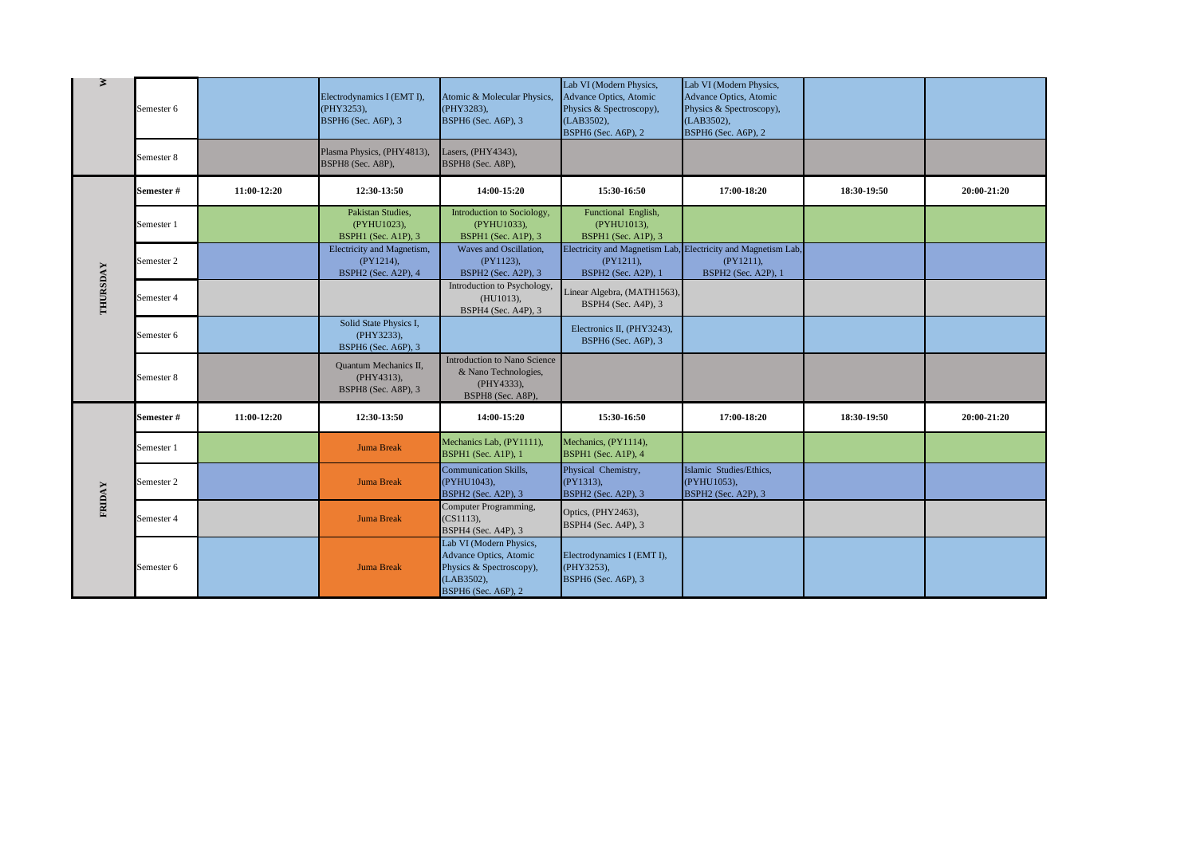| W | Semester 6 | | Electrodynamics I (EMT I), (PHY3253), BSPH6 (Sec. A6P), 3 | Atomic & Molecular Physics, (PHY3283), BSPH6 (Sec. A6P), 3 | Lab VI (Modern Physics, Advance Optics, Atomic Physics & Spectroscopy), (LAB3502), BSPH6 (Sec. A6P), 2 | Lab VI (Modern Physics, Advance Optics, Atomic Physics & Spectroscopy), (LAB3502), BSPH6 (Sec. A6P), 2 | | |
|---|---|---|---|---|---|---|---|---|
| | Semester 8 | | Plasma Physics, (PHY4813), BSPH8 (Sec. A8P), | Lasers, (PHY4343), BSPH8 (Sec. A8P), | | | | |
| THURSDAY | **Semester #** | **11:00-12:20** | **12:30-13:50** | **14:00-15:20** | **15:30-16:50** | **17:00-18:20** | **18:30-19:50** | **20:00-21:20** |
| | Semester 1 | | Pakistan Studies, (PYHU1023), BSPH1 (Sec. A1P), 3 | Introduction to Sociology, (PYHU1033), BSPH1 (Sec. A1P), 3 | Functional English, (PYHU1013), BSPH1 (Sec. A1P), 3 | | | |
| | Semester 2 | | Electricity and Magnetism, (PY1214), BSPH2 (Sec. A2P), 4 | Waves and Oscillation, (PY1123), BSPH2 (Sec. A2P), 3 | Electricity and Magnetism Lab, (PY1211), BSPH2 (Sec. A2P), 1 | Electricity and Magnetism Lab, (PY1211), BSPH2 (Sec. A2P), 1 | | |
| | Semester 4 | | | Introduction to Psychology, (HU1013), BSPH4 (Sec. A4P), 3 | Linear Algebra, (MATH1563), BSPH4 (Sec. A4P), 3 | | | |
| | Semester 6 | | Solid State Physics I, (PHY3233), BSPH6 (Sec. A6P), 3 | | Electronics II, (PHY3243), BSPH6 (Sec. A6P), 3 | | | |
| | Semester 8 | | Quantum Mechanics II, (PHY4313), BSPH8 (Sec. A8P), 3 | Introduction to Nano Science & Nano Technologies, (PHY4333), BSPH8 (Sec. A8P), | | | | |
| FRIDAY | **Semester #** | **11:00-12:20** | **12:30-13:50** | **14:00-15:20** | **15:30-16:50** | **17:00-18:20** | **18:30-19:50** | **20:00-21:20** |
| | Semester 1 | | Juma Break | Mechanics Lab, (PY1111), BSPH1 (Sec. A1P), 1 | Mechanics, (PY1114), BSPH1 (Sec. A1P), 4 | | | |
| | Semester 2 | | Juma Break | Communication Skills, (PYHU1043), BSPH2 (Sec. A2P), 3 | Physical Chemistry, (PY1313), BSPH2 (Sec. A2P), 3 | Islamic Studies/Ethics, (PYHU1053), BSPH2 (Sec. A2P), 3 | | |
| | Semester 4 | | Juma Break | Computer Programming, (CS1113), BSPH4 (Sec. A4P), 3 | Optics, (PHY2463), BSPH4 (Sec. A4P), 3 | | | |
| | Semester 6 | | Juma Break | Lab VI (Modern Physics, Advance Optics, Atomic Physics & Spectroscopy), (LAB3502), BSPH6 (Sec. A6P), 2 | Electrodynamics I (EMT I), (PHY3253), BSPH6 (Sec. A6P), 3 | | | |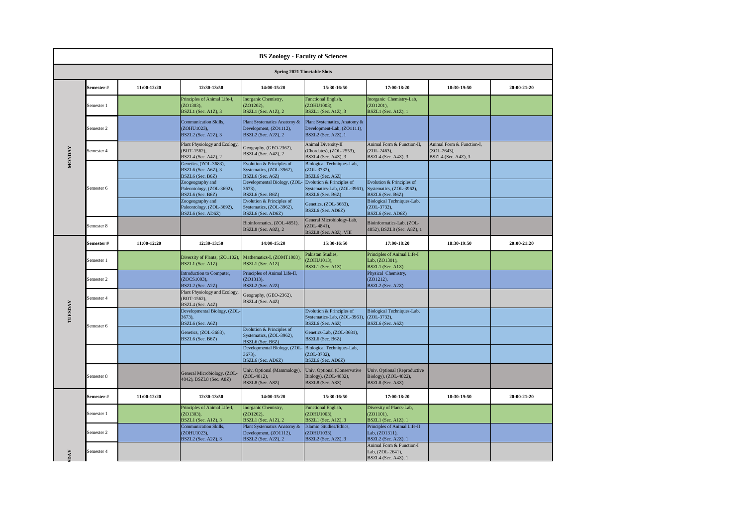## BS Zoology - Faculty of Sciences

### Spring 2021 Timetable Slots

| | Semester # | 11:00-12:20 | 12:30-13:50 | 14:00-15:20 | 15:30-16:50 | 17:00-18:20 | 18:30-19:50 | 20:00-21:20 |
|---|---|---|---|---|---|---|---|---|
| MONDAY | Semester 1 | | Principles of Animal Life-I, (ZO1303), BSZL1 (Sec. A1Z), 3 | Inorganic Chemistry, (ZO1202), BSZL1 (Sec. A1Z), 2 | Functional English, (ZOHU1003), BSZL1 (Sec. A1Z), 3 | Inorganic Chemistry-Lab, (ZO1201), BSZL1 (Sec. A1Z), 1 | | |
| | Semester 2 | | Communication Skills, (ZOHU1023), BSZL2 (Sec. A2Z), 3 | Plant Systematics Anatomy & Development, (ZO1112), BSZL2 (Sec. A2Z), 2 | Plant Systematics, Anatomy & Development-Lab, (ZO1111), BSZL2 (Sec. A2Z), 1 | | | |
| | Semester 4 | | Plant Physiology and Ecology, (BOT-1562), BSZL4 (Sec. A4Z), 2 | Geography, (GEO-2362), BSZL4 (Sec. A4Z), 2 | Animal Diversity-II (Chordates), (ZOL-2553), BSZL4 (Sec. A4Z), 3 | Animal Form & Function-II, (ZOL-2463), BSZL4 (Sec. A4Z), 3 | Animal Form & Function-I, (ZOL-2643), BSZL4 (Sec. A4Z), 3 | |
| | Semester 6 | | Genetics, (ZOL-3683), BSZL6 (Sec. A6Z), 3 BSZL6 (Sec. B6Z) | Evolution & Principles of Systematics, (ZOL-3962), BSZL6 (Sec. A6Z) | Biological Techniques-Lab, (ZOL-3732), BSZL6 (Sec. A6Z) | | | |
| | | | Zoogeography and Paleontology, (ZOL-3692), BSZL6 (Sec. B6Z) | Developmental Biology, (ZOL-3673), BSZL6 (Sec. B6Z) | Evolution & Principles of Systematics-Lab, (ZOL-3961), BSZL6 (Sec. B6Z) | Evolution & Principles of Systematics, (ZOL-3962), BSZL6 (Sec. B6Z) | | |
| | | | Zoogeography and Paleontology, (ZOL-3692), BSZL6 (Sec. AD6Z) | Evolution & Principles of Systematics, (ZOL-3962), BSZL6 (Sec. AD6Z) | Genetics, (ZOL-3683), BSZL6 (Sec. AD6Z) | Biological Techniques-Lab, (ZOL-3732), BSZL6 (Sec. AD6Z) | | |
| | Semester 8 | | | Bioinformatics, (ZOL-4851), BSZL8 (Sec. A8Z), 2 | General Microbiology-Lab, (ZOL-4841), BSZL8 (Sec. A8Z), VIII | Bioinformatics-Lab, (ZOL-4852), BSZL8 (Sec. A8Z), 1 | | |
| | **Semester #** | **11:00-12:20** | **12:30-13:50** | **14:00-15:20** | **15:30-16:50** | **17:00-18:20** | **18:30-19:50** | **20:00-21:20** |
| TUESDAY | Semester 1 | | Diversity of Plants, (ZO1102), BSZL1 (Sec. A1Z) | Mathematics-I, (ZOMT1003), BSZL1 (Sec. A1Z) | Pakistan Studies, (ZOHU1013), BSZL1 (Sec. A1Z) | Principles of Animal Life-I Lab, (ZO1301), BSZL1 (Sec. A1Z) | | |
| | Semester 2 | | Introduction to Computer, (ZOCS1003), BSZL2 (Sec. A2Z) | Principles of Animal Life-II, (ZO1313), BSZL2 (Sec. A2Z) | | Physical Chemistry, (ZO1212), BSZL2 (Sec. A2Z) | | |
| | Semester 4 | | Plant Physiology and Ecology, (BOT-1562), BSZL4 (Sec. A4Z) | Geography, (GEO-2362), BSZL4 (Sec. A4Z) | | | | |
| | Semester 6 | | Developmental Biology, (ZOL-3673), BSZL6 (Sec. A6Z) | | Evolution & Principles of Systematics-Lab, (ZOL-3961), BSZL6 (Sec. A6Z) | Biological Techniques-Lab, (ZOL-3732), BSZL6 (Sec. A6Z) | | |
| | | | Genetics, (ZOL-3683), BSZL6 (Sec. B6Z) | Evolution & Principles of Systematics, (ZOL-3962), BSZL6 (Sec. B6Z) | Genetics-Lab, (ZOL-3681), BSZL6 (Sec. B6Z) | | | |
| | | | | Developmental Biology, (ZOL-3673), BSZL6 (Sec. AD6Z) | Biological Techniques-Lab, (ZOL-3732), BSZL6 (Sec. AD6Z) | | | |
| | Semester 8 | | General Microbiology, (ZOL-4842), BSZL8 (Sec. A8Z) | Univ. Optional (Mammalogy), (ZOL-4812), BSZL8 (Sec. A8Z) | Univ. Optional (Conservative Biology), (ZOL-4832), BSZL8 (Sec. A8Z) | Univ. Optional (Reproductive Biology), (ZOL-4822), BSZL8 (Sec. A8Z) | | |
| | **Semester #** | **11:00-12:20** | **12:30-13:50** | **14:00-15:20** | **15:30-16:50** | **17:00-18:20** | **18:30-19:50** | **20:00-21:20** |
| SDAY | Semester 1 | | Principles of Animal Life-I, (ZO1303), BSZL1 (Sec. A1Z), 3 | Inorganic Chemistry, (ZO1202), BSZL1 (Sec. A1Z), 2 | Functional English, (ZOHU1003), BSZL1 (Sec. A1Z), 3 | Diversity of Plants-Lab, (ZO1101), BSZL1 (Sec. A1Z), 1 | | |
| | Semester 2 | | Communication Skills, (ZOHU1023), BSZL2 (Sec. A2Z), 3 | Plant Systematics Anatomy & Development, (ZO1112), BSZL2 (Sec. A2Z), 2 | Islamic Studies/Ethics, (ZOHU1033), BSZL2 (Sec. A2Z), 3 | Principles of Animal Life-II Lab, (ZO1311), BSZL2 (Sec. A2Z), 1 | | |
| | Semester 4 | | | | | Animal Form & Function-I Lab, (ZOL-2641), BSZL4 (Sec. A4Z), 1 | | |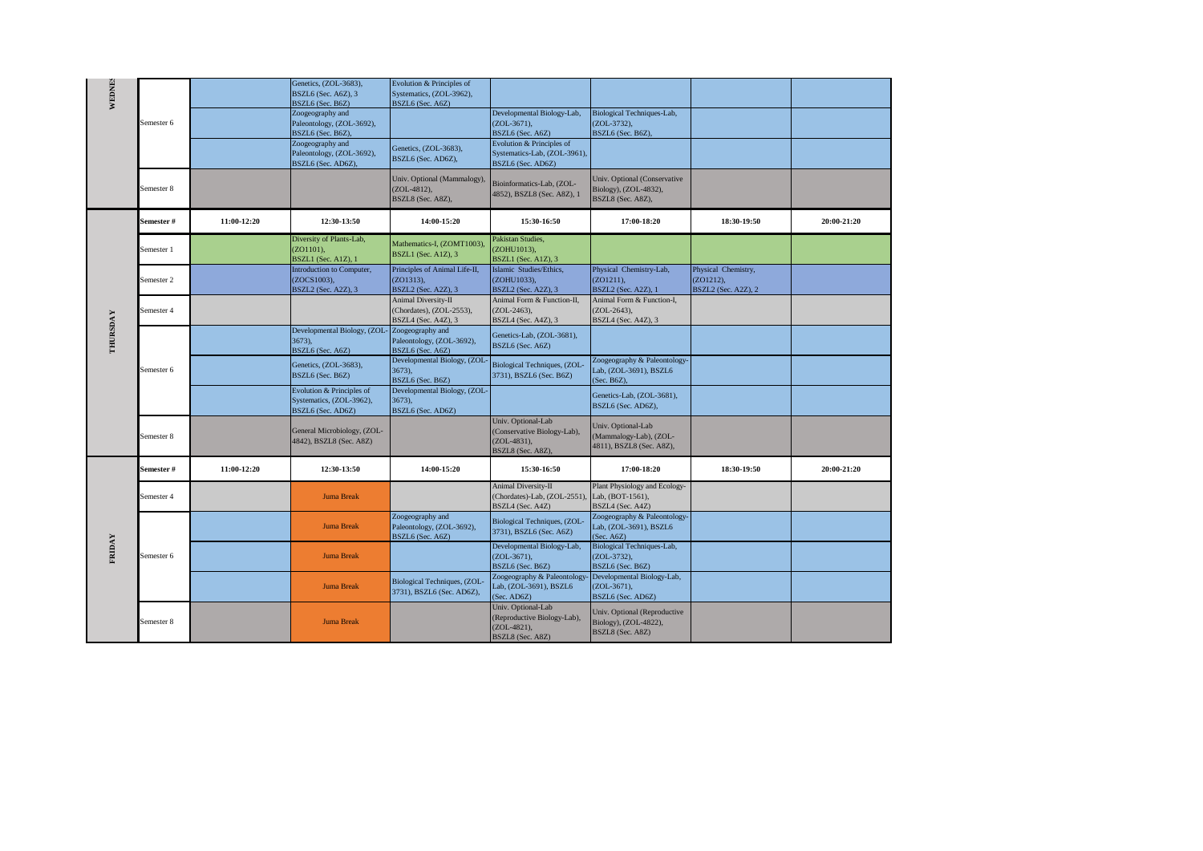| | | | | | | | | |
|---|---|---|---|---|---|---|---|---|
| WEDNES | Semester 6 | | Genetics, (ZOL-3683), BSZL6 (Sec. A6Z), 3 BSZL6 (Sec. B6Z) | Evolution & Principles of Systematics, (ZOL-3962), BSZL6 (Sec. A6Z) | | | | |
| | | | Zoogeography and Paleontology, (ZOL-3692), BSZL6 (Sec. B6Z), | | Developmental Biology-Lab, (ZOL-3671), BSZL6 (Sec. A6Z) | Biological Techniques-Lab, (ZOL-3732), BSZL6 (Sec. B6Z), | | |
| | | | Zoogeography and Paleontology, (ZOL-3692), BSZL6 (Sec. AD6Z), | Genetics, (ZOL-3683), BSZL6 (Sec. AD6Z), | Evolution & Principles of Systematics-Lab, (ZOL-3961), BSZL6 (Sec. AD6Z) | | | |
| | Semester 8 | | | Univ. Optional (Mammalogy), (ZOL-4812), BSZL8 (Sec. A8Z), | Bioinformatics-Lab, (ZOL-4852), BSZL8 (Sec. A8Z), 1 | Univ. Optional (Conservative Biology), (ZOL-4832), BSZL8 (Sec. A8Z), | | |
| THURSDAY | Semester # | 11:00-12:20 | 12:30-13:50 | 14:00-15:20 | 15:30-16:50 | 17:00-18:20 | 18:30-19:50 | 20:00-21:20 |
| | Semester 1 | | Diversity of Plants-Lab, (ZO1101), BSZL1 (Sec. A1Z), 1 | Mathematics-I, (ZOMT1003), BSZL1 (Sec. A1Z), 3 | Pakistan Studies, (ZOHU1013), BSZL1 (Sec. A1Z), 3 | | | |
| | Semester 2 | | Introduction to Computer, (ZOCS1003), BSZL2 (Sec. A2Z), 3 | Principles of Animal Life-II, (ZO1313), BSZL2 (Sec. A2Z), 3 | Islamic Studies/Ethics, (ZOHU1033), BSZL2 (Sec. A2Z), 3 | Physical Chemistry-Lab, (ZO1211), BSZL2 (Sec. A2Z), 1 | Physical Chemistry, (ZO1212), BSZL2 (Sec. A2Z), 2 | |
| | Semester 4 | | | Animal Diversity-II (Chordates), (ZOL-2553), BSZL4 (Sec. A4Z), 3 | Animal Form & Function-II, (ZOL-2463), BSZL4 (Sec. A4Z), 3 | Animal Form & Function-I, (ZOL-2643), BSZL4 (Sec. A4Z), 3 | | |
| | Semester 6 | | Developmental Biology, (ZOL-3673), BSZL6 (Sec. A6Z) | Zoogeography and Paleontology, (ZOL-3692), BSZL6 (Sec. A6Z) | Genetics-Lab, (ZOL-3681), BSZL6 (Sec. A6Z) | | | |
| | | | Genetics, (ZOL-3683), BSZL6 (Sec. B6Z) | Developmental Biology, (ZOL-3673), BSZL6 (Sec. B6Z) | Biological Techniques, (ZOL-3731), BSZL6 (Sec. B6Z) | Zoogeography & Paleontology-Lab, (ZOL-3691), BSZL6 (Sec. B6Z), | | |
| | | | Evolution & Principles of Systematics, (ZOL-3962), BSZL6 (Sec. AD6Z) | Developmental Biology, (ZOL-3673), BSZL6 (Sec. AD6Z) | | Genetics-Lab, (ZOL-3681), BSZL6 (Sec. AD6Z), | | |
| | Semester 8 | | General Microbiology, (ZOL-4842), BSZL8 (Sec. A8Z) | | Univ. Optional-Lab (Conservative Biology-Lab), (ZOL-4831), BSZL8 (Sec. A8Z), | Univ. Optional-Lab (Mammalogy-Lab), (ZOL-4811), BSZL8 (Sec. A8Z), | | |
| FRIDAY | Semester # | 11:00-12:20 | 12:30-13:50 | 14:00-15:20 | 15:30-16:50 | 17:00-18:20 | 18:30-19:50 | 20:00-21:20 |
| | Semester 4 | | Juma Break | | Animal Diversity-II (Chordates)-Lab, (ZOL-2551), BSZL4 (Sec. A4Z) | Plant Physiology and Ecology-Lab, (BOT-1561), BSZL4 (Sec. A4Z) | | |
| | Semester 6 | | Juma Break | Zoogeography and Paleontology, (ZOL-3692), BSZL6 (Sec. A6Z) | Biological Techniques, (ZOL-3731), BSZL6 (Sec. A6Z) | Zoogeography & Paleontology-Lab, (ZOL-3691), BSZL6 (Sec. A6Z) | | |
| | | | Juma Break | | Developmental Biology-Lab, (ZOL-3671), BSZL6 (Sec. B6Z) | Biological Techniques-Lab, (ZOL-3732), BSZL6 (Sec. B6Z) | | |
| | | | Juma Break | Biological Techniques, (ZOL-3731), BSZL6 (Sec. AD6Z), | Zoogeography & Paleontology-Lab, (ZOL-3691), BSZL6 (Sec. AD6Z) | Developmental Biology-Lab, (ZOL-3671), BSZL6 (Sec. AD6Z) | | |
| | Semester 8 | | Juma Break | | Univ. Optional-Lab (Reproductive Biology-Lab), (ZOL-4821), BSZL8 (Sec. A8Z) | Univ. Optional (Reproductive Biology), (ZOL-4822), BSZL8 (Sec. A8Z) | | |